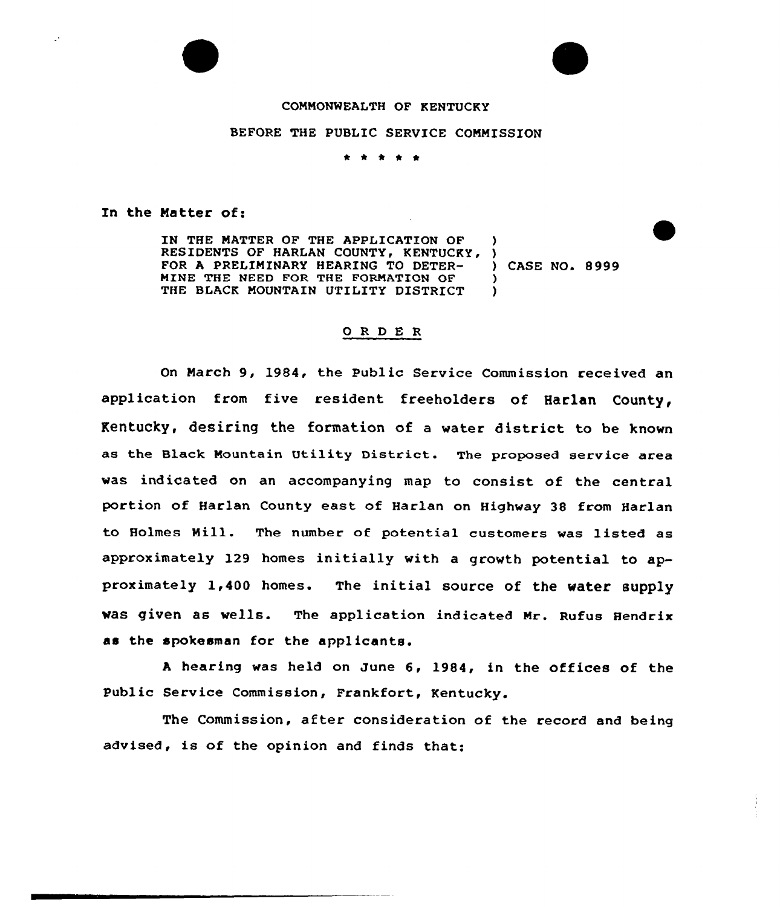COMMONWEALTH OF KENTUCKY

BEFORE THE PUBLIC SERVICE COMMISSION

\* \* \* \* \*

In the Matter of:

IN THE MATTER OF THE APPLICATION OF RESIDENTS OF HARLAN COUNTY, KENTUCKY, FOR A PRELIMINARY HEARING TO DETERMINE THE NEED FOR THE FORMATION OF THE BLACK MOUNTAIN UTILITY DISTRICT ) CASE NO. 8999

## O R D E R

On March 9, 1984, the Public Service Commission received an application from five resident freeholders of Harlan County, Kentucky, desiring the formation of a water district to be known as the Black Mountain Utility District. The proposed service area was indicated on an accompanying map to consist of the central portion of Harlan County east of Harlan on Highway 38 from Harlan to Holmes Mill. The number of potential customers was listed as approximately 129 homes initially with a growth potential to approximately 1,400 homes. The initial source of the water supply was given as wells. The application indicated Mr. Rufus Hendrix as the spokesman for the applicants.

A hearing was held on June 6, 1984, in the offices of the Public Service Commission, Frankfort, Kentucky.

The Commission, after consideration of the record and being advised, is of the opinion and finds that: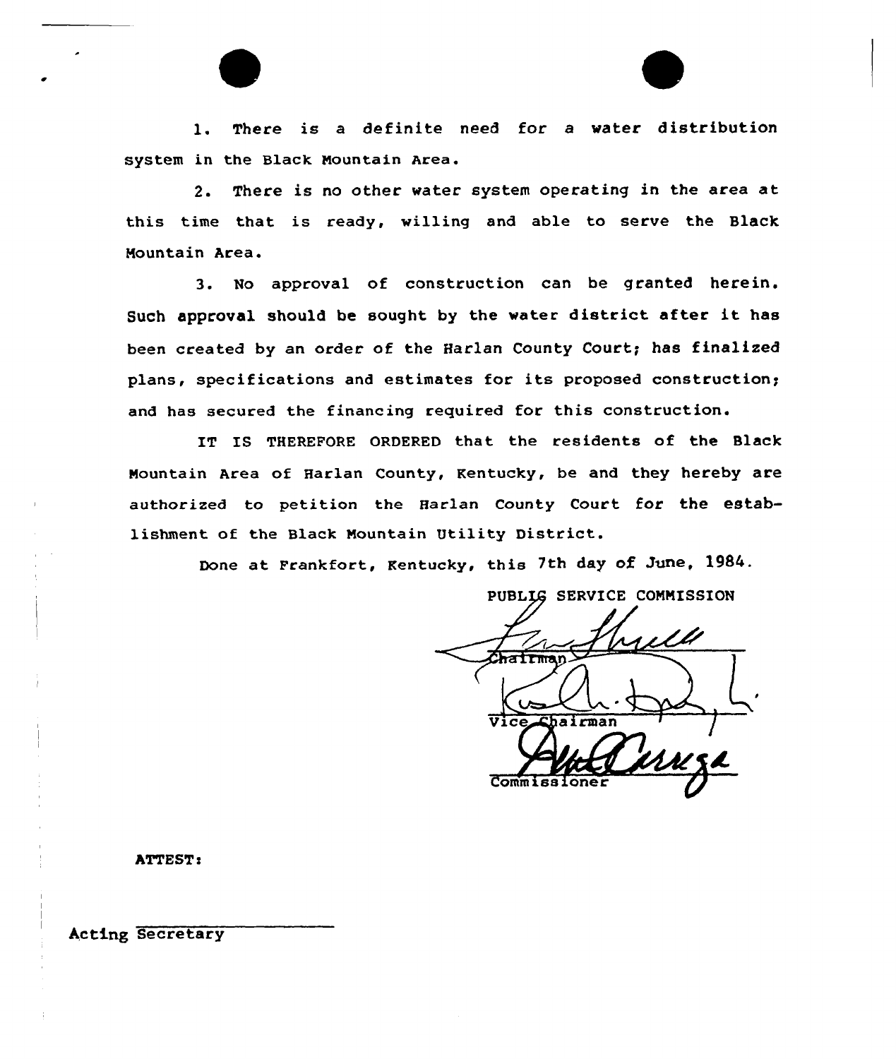1. There is a definite need for a water distribution system in the Black Mountain Area.

2. There is no other water system operating in the area at this time that is ready, willing and able to serve the Black Mountain Area.

3. No approval of construction can be granted herein. Such approval should be sought by the water district after it has been created by an order of the Harlan County Court; has finalized plans, specifications and estimates for its proposed construction; and has secured the financing required for this construction.

IT IS THEREFORE ORDERED that the residents of the Black Mountain Area of Harlan County, Kentucky, be and they hereby are authorized to petition the Harlan County Court for the establishment of the Black Mountain Utility District.

Done at Frankfort, Kentucky, this 7th day of June, 1984.

PUBLIC SERVICE COMMISSION

Chairman

Vice Chairman

Commissioner

ATTEST:

Acting Secretary